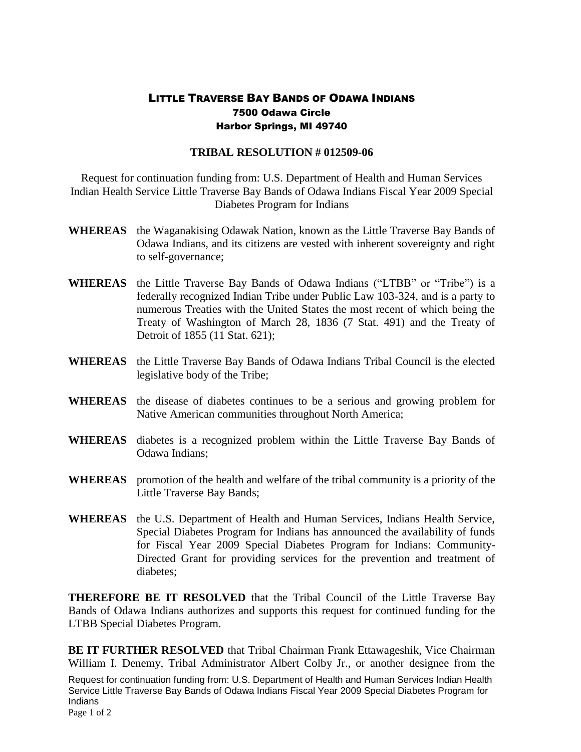# LITTLE TRAVERSE BAY BANDS OF ODAWA INDIANS
**7500 Odawa Circle**
**Harbor Springs, MI 49740**

## TRIBAL RESOLUTION # 012509-06

Request for continuation funding from: U.S. Department of Health and Human Services Indian Health Service Little Traverse Bay Bands of Odawa Indians Fiscal Year 2009 Special Diabetes Program for Indians

**WHEREAS** the Waganakising Odawak Nation, known as the Little Traverse Bay Bands of Odawa Indians, and its citizens are vested with inherent sovereignty and right to self-governance;

**WHEREAS** the Little Traverse Bay Bands of Odawa Indians ("LTBB" or "Tribe") is a federally recognized Indian Tribe under Public Law 103-324, and is a party to numerous Treaties with the United States the most recent of which being the Treaty of Washington of March 28, 1836 (7 Stat. 491) and the Treaty of Detroit of 1855 (11 Stat. 621);

**WHEREAS** the Little Traverse Bay Bands of Odawa Indians Tribal Council is the elected legislative body of the Tribe;

**WHEREAS** the disease of diabetes continues to be a serious and growing problem for Native American communities throughout North America;

**WHEREAS** diabetes is a recognized problem within the Little Traverse Bay Bands of Odawa Indians;

**WHEREAS** promotion of the health and welfare of the tribal community is a priority of the Little Traverse Bay Bands;

**WHEREAS** the U.S. Department of Health and Human Services, Indians Health Service, Special Diabetes Program for Indians has announced the availability of funds for Fiscal Year 2009 Special Diabetes Program for Indians: Community-Directed Grant for providing services for the prevention and treatment of diabetes;

**THEREFORE BE IT RESOLVED** that the Tribal Council of the Little Traverse Bay Bands of Odawa Indians authorizes and supports this request for continued funding for the LTBB Special Diabetes Program.

**BE IT FURTHER RESOLVED** that Tribal Chairman Frank Ettawageshik, Vice Chairman William I. Denemy, Tribal Administrator Albert Colby Jr., or another designee from the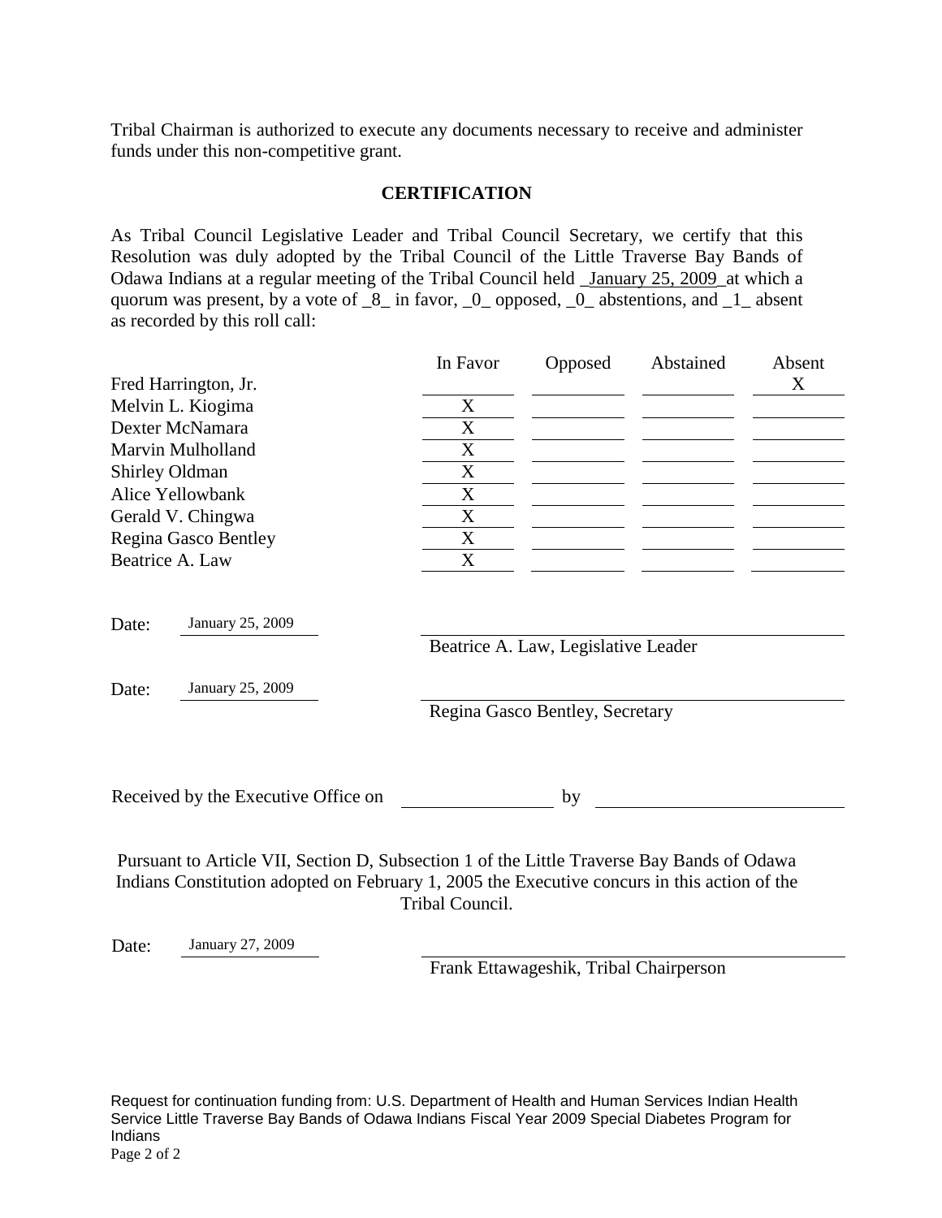Tribal Chairman is authorized to execute any documents necessary to receive and administer funds under this non-competitive grant.

**CERTIFICATION**

As Tribal Council Legislative Leader and Tribal Council Secretary, we certify that this Resolution was duly adopted by the Tribal Council of the Little Traverse Bay Bands of Odawa Indians at a regular meeting of the Tribal Council held _January 25, 2009_at which a quorum was present, by a vote of _8_ in favor, _0_ opposed, _0_ abstentions, and _1_ absent as recorded by this roll call:

| | In Favor | Opposed | Abstained | Absent |
|---|---|---|---|---|
| Fred Harrington, Jr. | | | | X |
| Melvin L. Kiogima | X | | | |
| Dexter McNamara | X | | | |
| Marvin Mulholland | X | | | |
| Shirley Oldman | X | | | |
| Alice Yellowbank | X | | | |
| Gerald V. Chingwa | X | | | |
| Regina Gasco Bentley | X | | | |
| Beatrice A. Law | X | | | |

Date: January 25, 2009 ______________________________
Beatrice A. Law, Legislative Leader

Date: January 25, 2009 ______________________________
Regina Gasco Bentley, Secretary

Received by the Executive Office on ______________ by ______________________

Pursuant to Article VII, Section D, Subsection 1 of the Little Traverse Bay Bands of Odawa Indians Constitution adopted on February 1, 2005 the Executive concurs in this action of the Tribal Council.

Date: January 27, 2009 ______________________________
Frank Ettawageshik, Tribal Chairperson

Request for continuation funding from: U.S. Department of Health and Human Services Indian Health Service Little Traverse Bay Bands of Odawa Indians Fiscal Year 2009 Special Diabetes Program for Indians